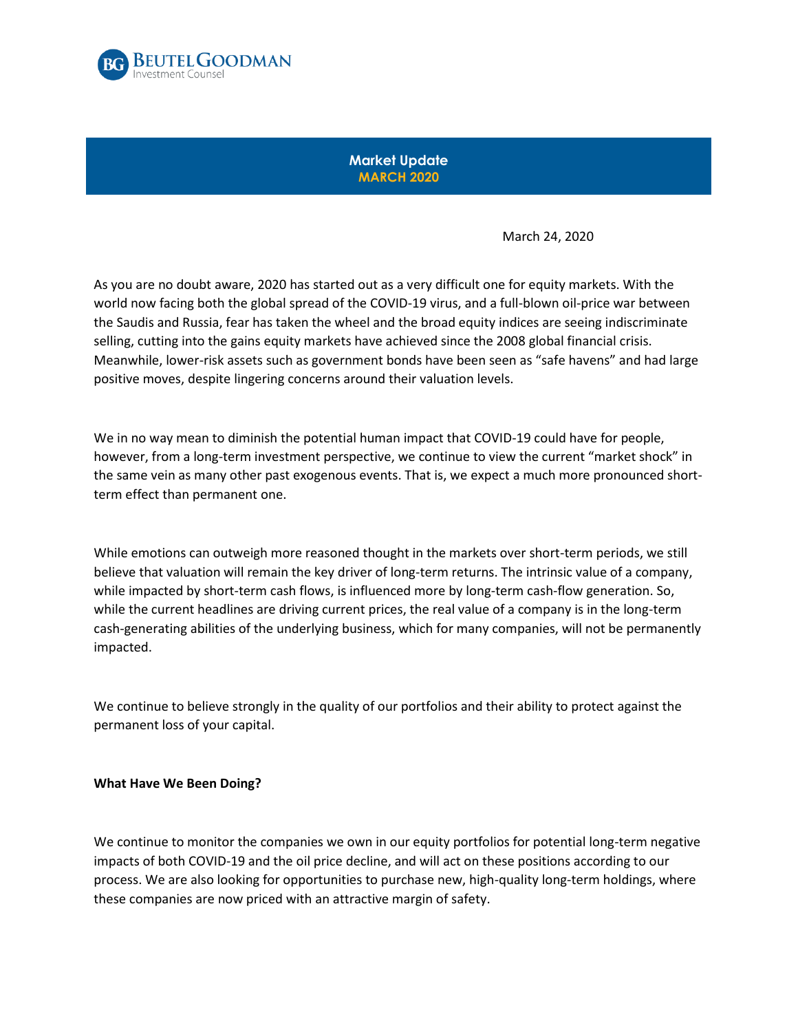**Market Update**
**MARCH 2020**

March 24, 2020

As you are no doubt aware, 2020 has started out as a very difficult one for equity markets. With the world now facing both the global spread of the COVID-19 virus, and a full-blown oil-price war between the Saudis and Russia, fear has taken the wheel and the broad equity indices are seeing indiscriminate selling, cutting into the gains equity markets have achieved since the 2008 global financial crisis. Meanwhile, lower-risk assets such as government bonds have been seen as "safe havens" and had large positive moves, despite lingering concerns around their valuation levels.

We in no way mean to diminish the potential human impact that COVID-19 could have for people, however, from a long-term investment perspective, we continue to view the current "market shock" in the same vein as many other past exogenous events. That is, we expect a much more pronounced short-term effect than permanent one.

While emotions can outweigh more reasoned thought in the markets over short-term periods, we still believe that valuation will remain the key driver of long-term returns. The intrinsic value of a company, while impacted by short-term cash flows, is influenced more by long-term cash-flow generation. So, while the current headlines are driving current prices, the real value of a company is in the long-term cash-generating abilities of the underlying business, which for many companies, will not be permanently impacted.

We continue to believe strongly in the quality of our portfolios and their ability to protect against the permanent loss of your capital.

**What Have We Been Doing?**

We continue to monitor the companies we own in our equity portfolios for potential long-term negative impacts of both COVID-19 and the oil price decline, and will act on these positions according to our process. We are also looking for opportunities to purchase new, high-quality long-term holdings, where these companies are now priced with an attractive margin of safety.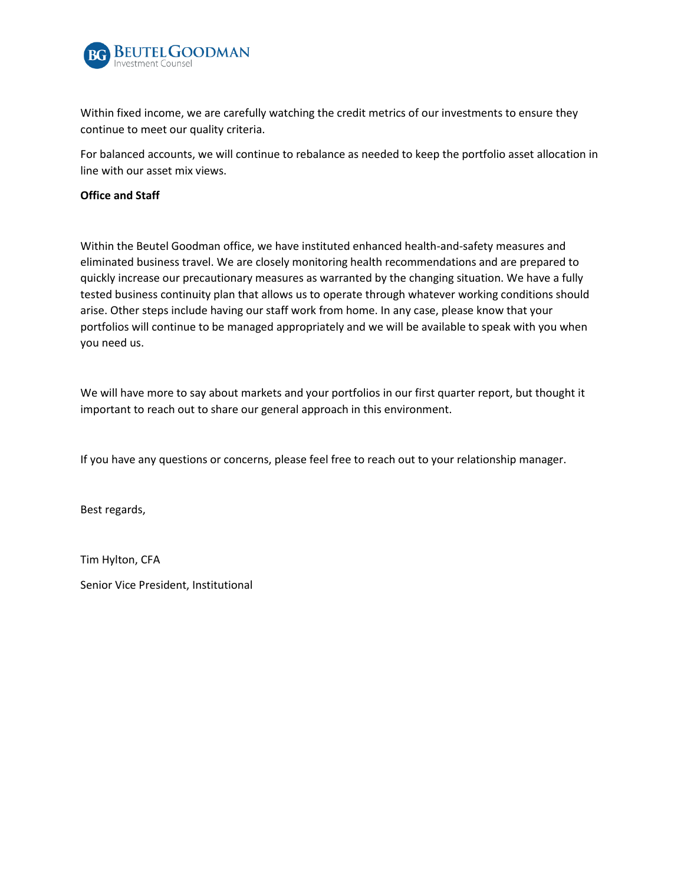Within fixed income, we are carefully watching the credit metrics of our investments to ensure they continue to meet our quality criteria.

For balanced accounts, we will continue to rebalance as needed to keep the portfolio asset allocation in line with our asset mix views.

**Office and Staff**

Within the Beutel Goodman office, we have instituted enhanced health-and-safety measures and eliminated business travel. We are closely monitoring health recommendations and are prepared to quickly increase our precautionary measures as warranted by the changing situation. We have a fully tested business continuity plan that allows us to operate through whatever working conditions should arise. Other steps include having our staff work from home. In any case, please know that your portfolios will continue to be managed appropriately and we will be available to speak with you when you need us.

We will have more to say about markets and your portfolios in our first quarter report, but thought it important to reach out to share our general approach in this environment.

If you have any questions or concerns, please feel free to reach out to your relationship manager.

Best regards,

Tim Hylton, CFA

Senior Vice President, Institutional